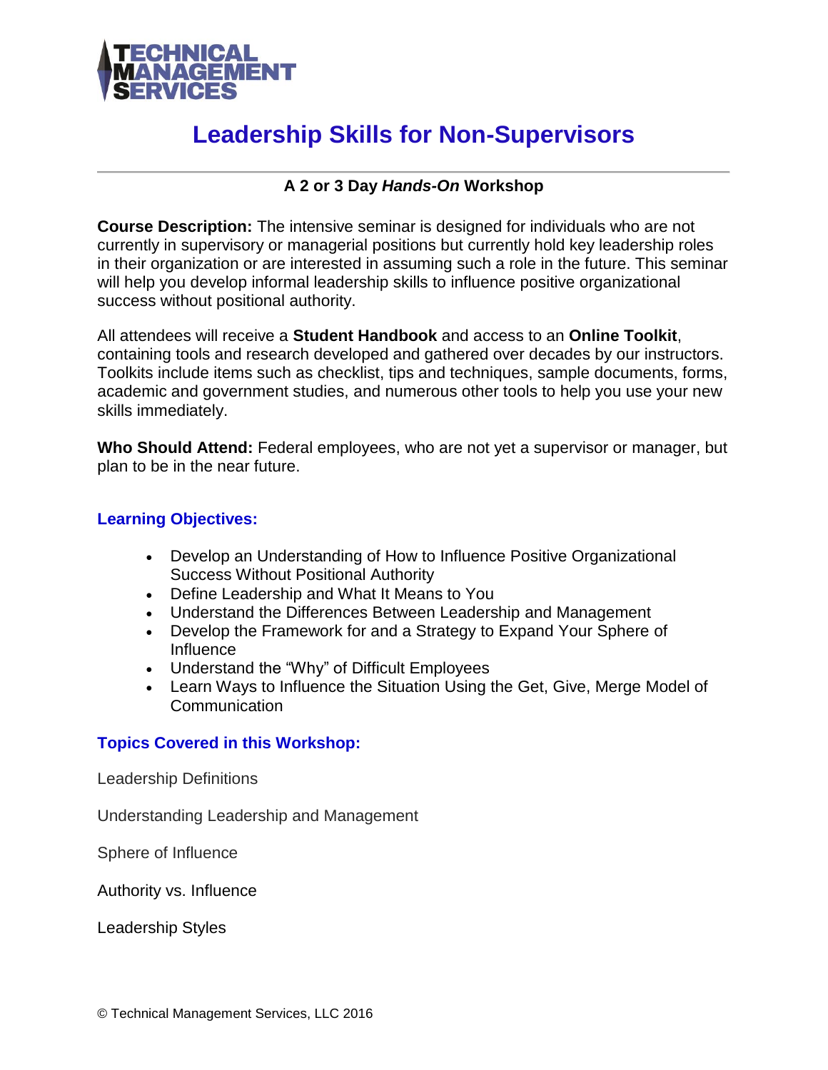TECHNICAL MANAGEMENT SERVICES

# Leadership Skills for Non-Supervisors

---

**A 2 or 3 Day *Hands-On* Workshop**

**Course Description:** The intensive seminar is designed for individuals who are not currently in supervisory or managerial positions but currently hold key leadership roles in their organization or are interested in assuming such a role in the future. This seminar will help you develop informal leadership skills to influence positive organizational success without positional authority.

All attendees will receive a **Student Handbook** and access to an **Online Toolkit**, containing tools and research developed and gathered over decades by our instructors. Toolkits include items such as checklist, tips and techniques, sample documents, forms, academic and government studies, and numerous other tools to help you use your new skills immediately.

**Who Should Attend:** Federal employees, who are not yet a supervisor or manager, but plan to be in the near future.

## Learning Objectives:

- Develop an Understanding of How to Influence Positive Organizational Success Without Positional Authority
- Define Leadership and What It Means to You
- Understand the Differences Between Leadership and Management
- Develop the Framework for and a Strategy to Expand Your Sphere of Influence
- Understand the "Why" of Difficult Employees
- Learn Ways to Influence the Situation Using the Get, Give, Merge Model of Communication

## Topics Covered in this Workshop:

Leadership Definitions

Understanding Leadership and Management

Sphere of Influence

Authority vs. Influence

Leadership Styles

© Technical Management Services, LLC 2016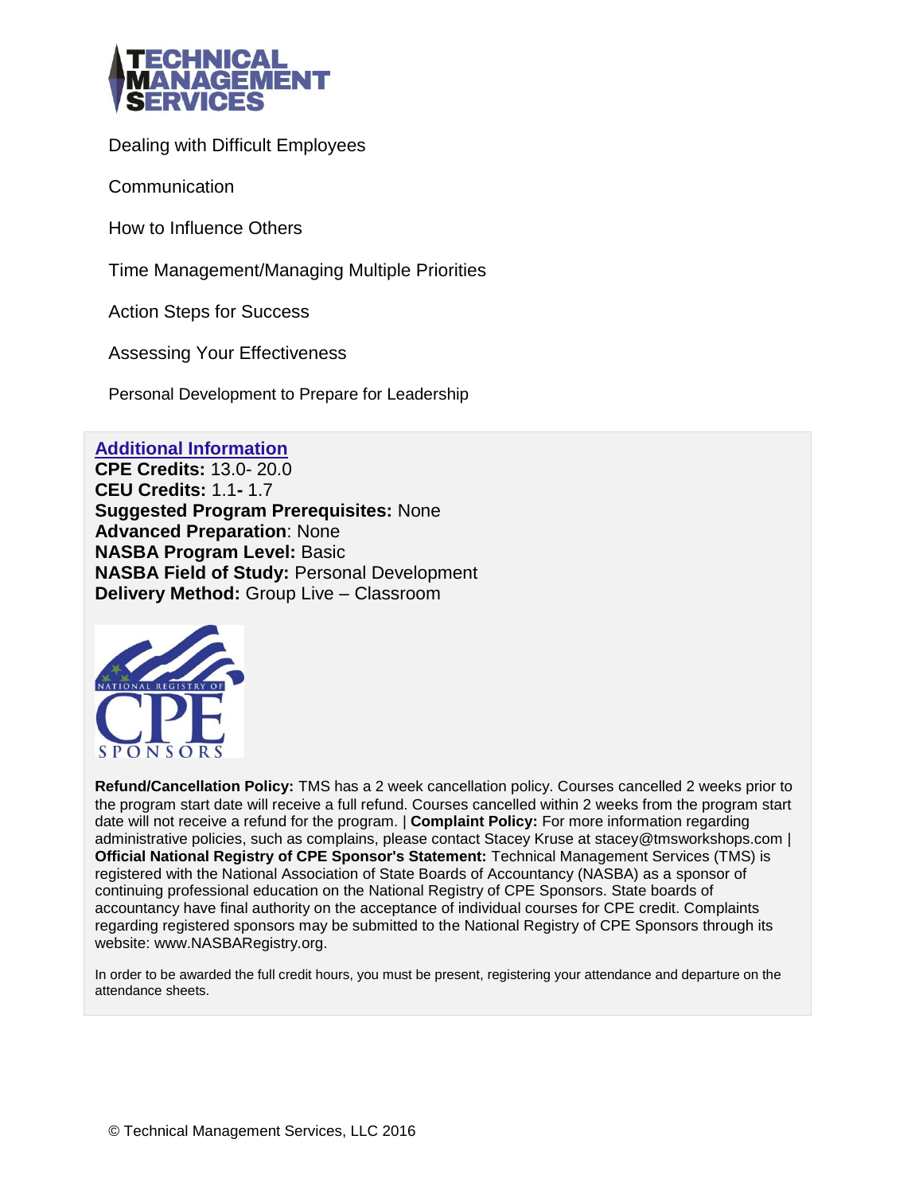Dealing with Difficult Employees

Communication

How to Influence Others

Time Management/Managing Multiple Priorities

Action Steps for Success

Assessing Your Effectiveness

Personal Development to Prepare for Leadership

**Additional Information**
**CPE Credits:** 13.0- 20.0
**CEU Credits:** 1.1**-** 1.7
**Suggested Program Prerequisites:** None
**Advanced Preparation**: None
**NASBA Program Level:** Basic
**NASBA Field of Study:** Personal Development
**Delivery Method:** Group Live – Classroom

**Refund/Cancellation Policy:** TMS has a 2 week cancellation policy. Courses cancelled 2 weeks prior to the program start date will receive a full refund. Courses cancelled within 2 weeks from the program start date will not receive a refund for the program. | **Complaint Policy:** For more information regarding administrative policies, such as complains, please contact Stacey Kruse at stacey@tmsworkshops.com | **Official National Registry of CPE Sponsor's Statement:** Technical Management Services (TMS) is registered with the National Association of State Boards of Accountancy (NASBA) as a sponsor of continuing professional education on the National Registry of CPE Sponsors. State boards of accountancy have final authority on the acceptance of individual courses for CPE credit. Complaints regarding registered sponsors may be submitted to the National Registry of CPE Sponsors through its website: www.NASBARegistry.org.

In order to be awarded the full credit hours, you must be present, registering your attendance and departure on the attendance sheets.

© Technical Management Services, LLC 2016